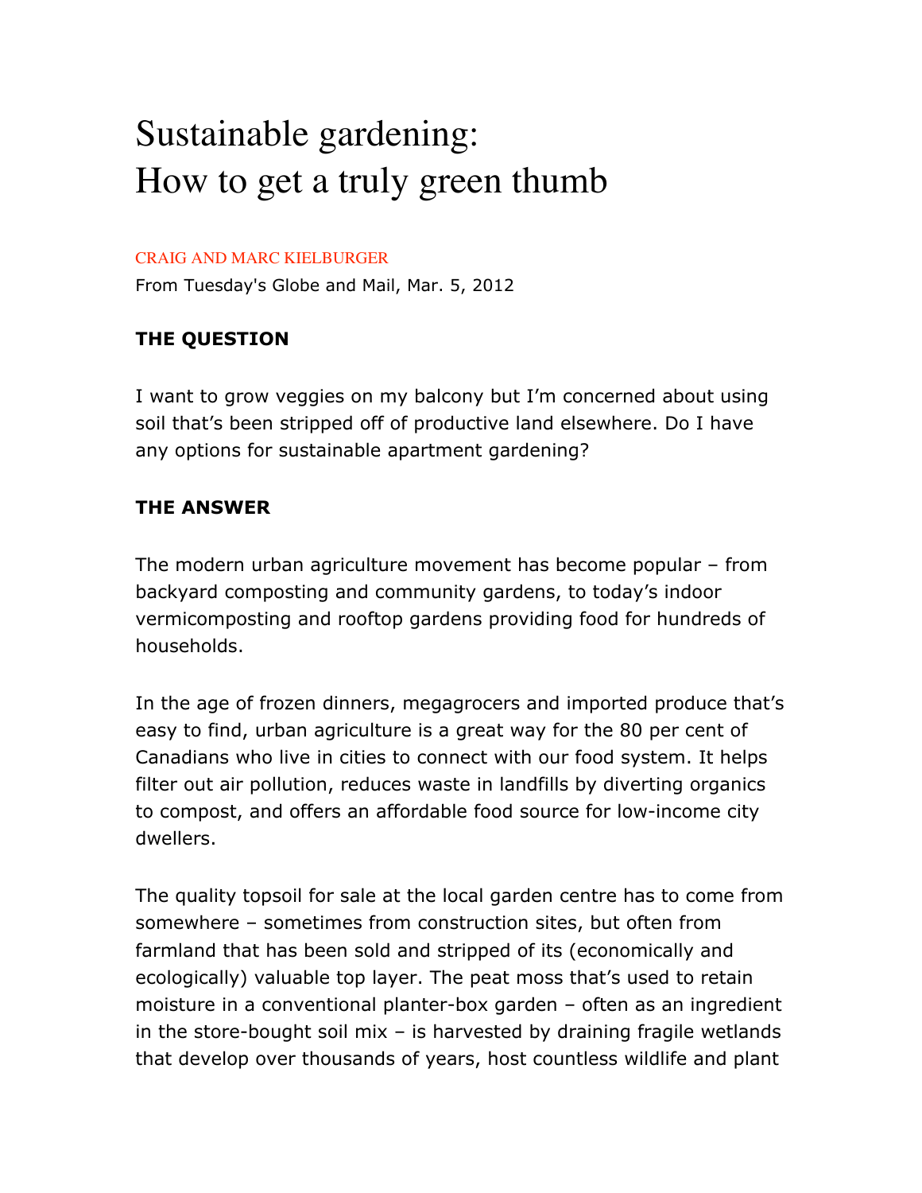# Sustainable gardening: How to get a truly green thumb

CRAIG AND MARC KIELBURGER

From Tuesday's Globe and Mail, Mar. 5, 2012

### THE QUESTION

I want to grow veggies on my balcony but I'm concerned about using soil that's been stripped off of productive land elsewhere. Do I have any options for sustainable apartment gardening?

### THE ANSWER

The modern urban agriculture movement has become popular – from backyard composting and community gardens, to today's indoor vermicomposting and rooftop gardens providing food for hundreds of households.

In the age of frozen dinners, megagrocers and imported produce that's easy to find, urban agriculture is a great way for the 80 per cent of Canadians who live in cities to connect with our food system. It helps filter out air pollution, reduces waste in landfills by diverting organics to compost, and offers an affordable food source for low-income city dwellers.

The quality topsoil for sale at the local garden centre has to come from somewhere – sometimes from construction sites, but often from farmland that has been sold and stripped of its (economically and ecologically) valuable top layer. The peat moss that's used to retain moisture in a conventional planter-box garden – often as an ingredient in the store-bought soil mix – is harvested by draining fragile wetlands that develop over thousands of years, host countless wildlife and plant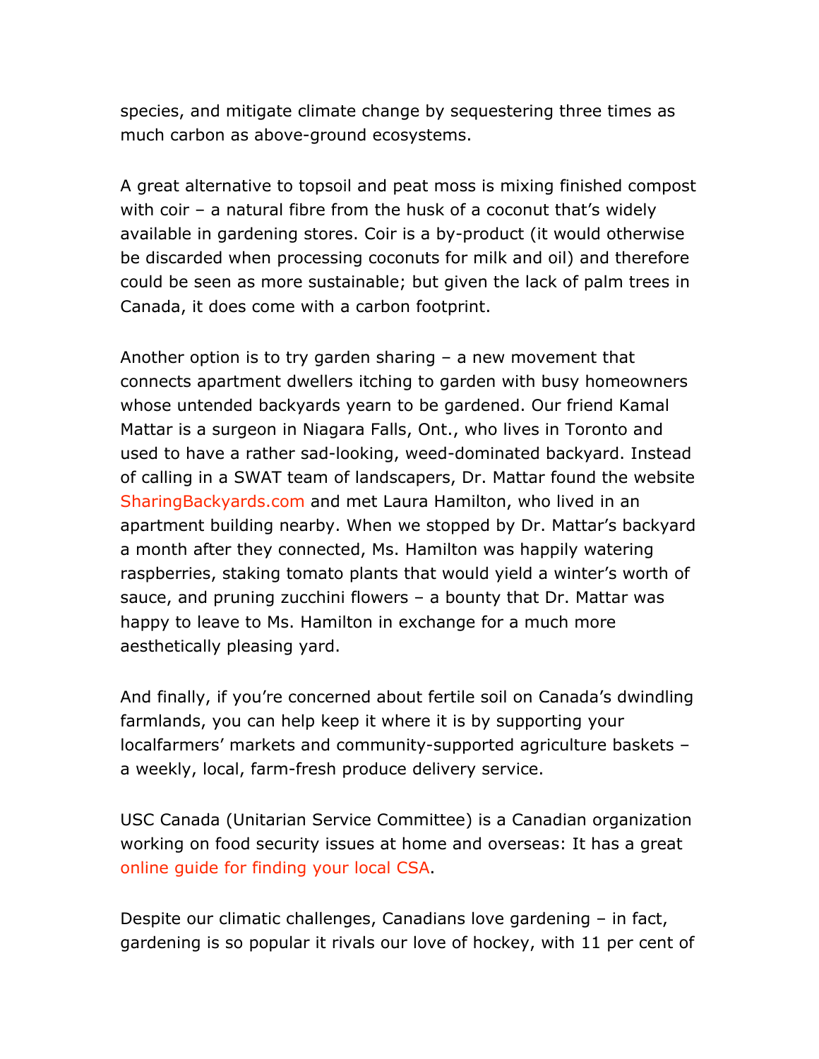species, and mitigate climate change by sequestering three times as much carbon as above-ground ecosystems.

A great alternative to topsoil and peat moss is mixing finished compost with coir – a natural fibre from the husk of a coconut that's widely available in gardening stores. Coir is a by-product (it would otherwise be discarded when processing coconuts for milk and oil) and therefore could be seen as more sustainable; but given the lack of palm trees in Canada, it does come with a carbon footprint.

Another option is to try garden sharing – a new movement that connects apartment dwellers itching to garden with busy homeowners whose untended backyards yearn to be gardened. Our friend Kamal Mattar is a surgeon in Niagara Falls, Ont., who lives in Toronto and used to have a rather sad-looking, weed-dominated backyard. Instead of calling in a SWAT team of landscapers, Dr. Mattar found the website SharingBackyards.com and met Laura Hamilton, who lived in an apartment building nearby. When we stopped by Dr. Mattar's backyard a month after they connected, Ms. Hamilton was happily watering raspberries, staking tomato plants that would yield a winter's worth of sauce, and pruning zucchini flowers – a bounty that Dr. Mattar was happy to leave to Ms. Hamilton in exchange for a much more aesthetically pleasing yard.

And finally, if you're concerned about fertile soil on Canada's dwindling farmlands, you can help keep it where it is by supporting your localfarmers' markets and community-supported agriculture baskets – a weekly, local, farm-fresh produce delivery service.

USC Canada (Unitarian Service Committee) is a Canadian organization working on food security issues at home and overseas: It has a great online guide for finding your local CSA.

Despite our climatic challenges, Canadians love gardening – in fact, gardening is so popular it rivals our love of hockey, with 11 per cent of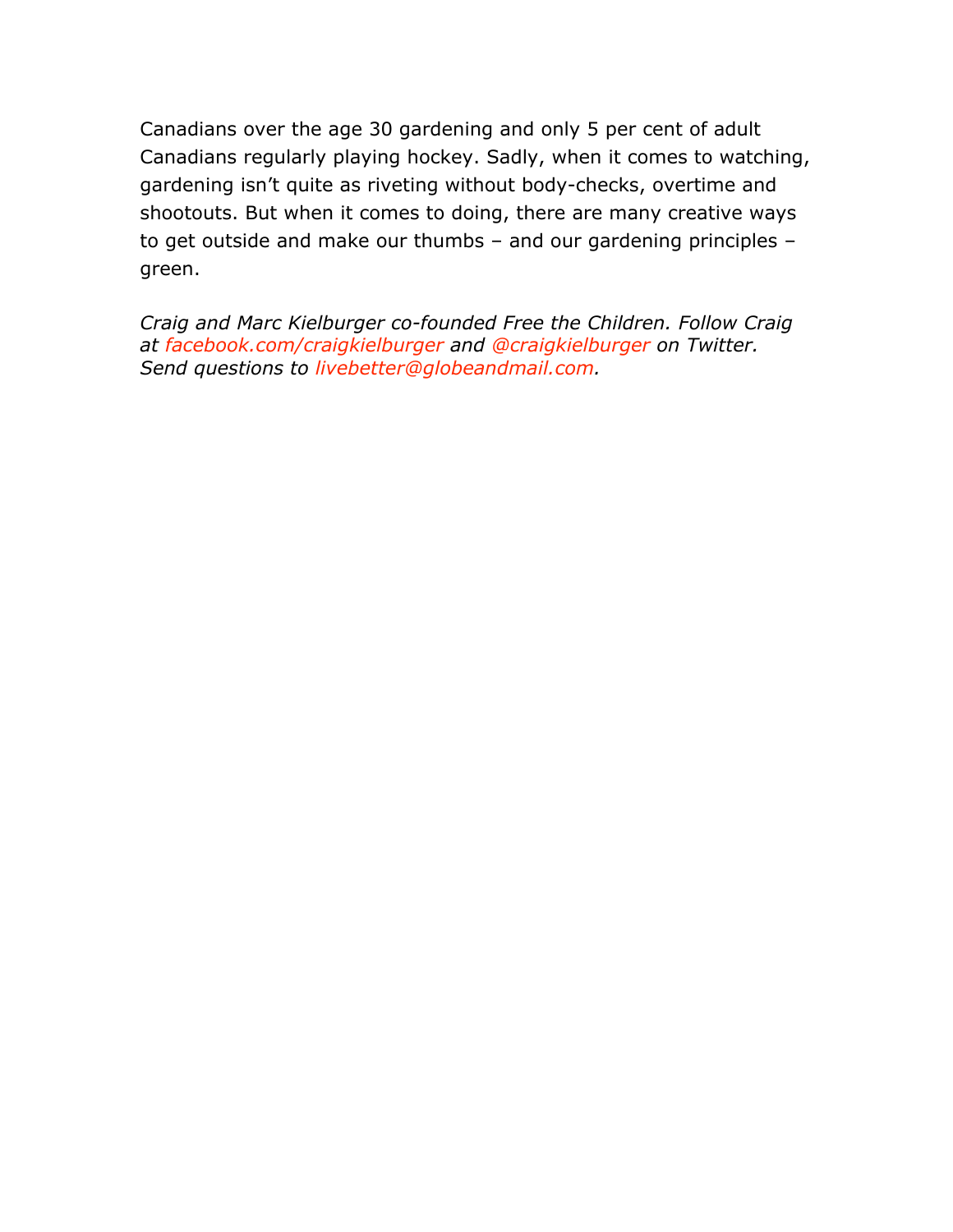Canadians over the age 30 gardening and only 5 per cent of adult Canadians regularly playing hockey. Sadly, when it comes to watching, gardening isn't quite as riveting without body-checks, overtime and shootouts. But when it comes to doing, there are many creative ways to get outside and make our thumbs – and our gardening principles – green.

*Craig and Marc Kielburger co-founded Free the Children. Follow Craig at facebook.com/craigkielburger and @craigkielburger on Twitter. Send questions to livebetter@globeandmail.com.*